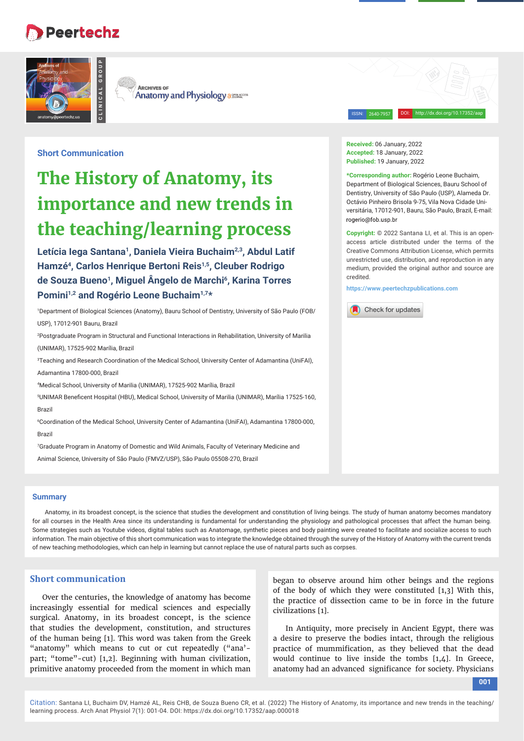Short Communication

# The History of Anatomy, its importance and new trends in the teaching/learning process

**Letícia Iega Santana[1], Daniela Vieira Buchaim[2,3], Abdul Latif Hamzé[4], Carlos Henrique Bertoni Reis[1,5], Cleuber Rodrigo de Souza Bueno[1], Miguel Ângelo de Marchi[6], Karina Torres Pomini[1,2] and Rogério Leone Buchaim[1,7]***

[1]Department of Biological Sciences (Anatomy), Bauru School of Dentistry, University of São Paulo (FOB/USP), 17012-901 Bauru, Brazil

[2]Postgraduate Program in Structural and Functional Interactions in Rehabilitation, University of Marilia (UNIMAR), 17525-902 Marília, Brazil

[3]Teaching and Research Coordination of the Medical School, University Center of Adamantina (UniFAI), Adamantina 17800-000, Brazil

[4]Medical School, University of Marilia (UNIMAR), 17525-902 Marília, Brazil

[5]UNIMAR Beneficent Hospital (HBU), Medical School, University of Marilia (UNIMAR), Marília 17525-160, Brazil

[6]Coordination of the Medical School, University Center of Adamantina (UniFAI), Adamantina 17800-000, Brazil

[7]Graduate Program in Anatomy of Domestic and Wild Animals, Faculty of Veterinary Medicine and Animal Science, University of São Paulo (FMVZ/USP), São Paulo 05508-270, Brazil

**Received:** 06 January, 2022
**Accepted:** 18 January, 2022
**Published:** 19 January, 2022

***Corresponding author:** Rogério Leone Buchaim, Department of Biological Sciences, Bauru School of Dentistry, University of São Paulo (USP), Alameda Dr. Octávio Pinheiro Brisola 9-75, Vila Nova Cidade Universitária, 17012-901, Bauru, São Paulo, Brazil, E-mail: rogerio@fob.usp.br

**Copyright:** © 2022 Santana LI, et al. This is an open-access article distributed under the terms of the Creative Commons Attribution License, which permits unrestricted use, distribution, and reproduction in any medium, provided the original author and source are credited.

https://www.peertechzpublications.com

## Summary

Anatomy, in its broadest concept, is the science that studies the development and constitution of living beings. The study of human anatomy becomes mandatory for all courses in the Health Area since its understanding is fundamental for understanding the physiology and pathological processes that affect the human being. Some strategies such as Youtube videos, digital tables such as Anatomage, synthetic pieces and body painting were created to facilitate and socialize access to such information. The main objective of this short communication was to integrate the knowledge obtained through the survey of the History of Anatomy with the current trends of new teaching methodologies, which can help in learning but cannot replace the use of natural parts such as corpses.

## Short communication

Over the centuries, the knowledge of anatomy has become increasingly essential for medical sciences and especially surgical. Anatomy, in its broadest concept, is the science that studies the development, constitution, and structures of the human being [1]. This word was taken from the Greek "anatomy" which means to cut or cut repeatedly ("ana'-part; "tome"-cut) [1,2]. Beginning with human civilization, primitive anatomy proceeded from the moment in which man began to observe around him other beings and the regions of the body of which they were constituted [1,3] With this, the practice of dissection came to be in force in the future civilizations [1].

In Antiquity, more precisely in Ancient Egypt, there was a desire to preserve the bodies intact, through the religious practice of mummification, as they believed that the dead would continue to live inside the tombs [1,4]. In Greece, anatomy had an advanced significance for society. Physicians

Citation: Santana LI, Buchaim DV, Hamzé AL, Reis CHB, de Souza Bueno CR, et al. (2022) The History of Anatomy, its importance and new trends in the teaching/learning process. Arch Anat Physiol 7(1): 001-04. DOI: https://dx.doi.org/10.17352/aap.000018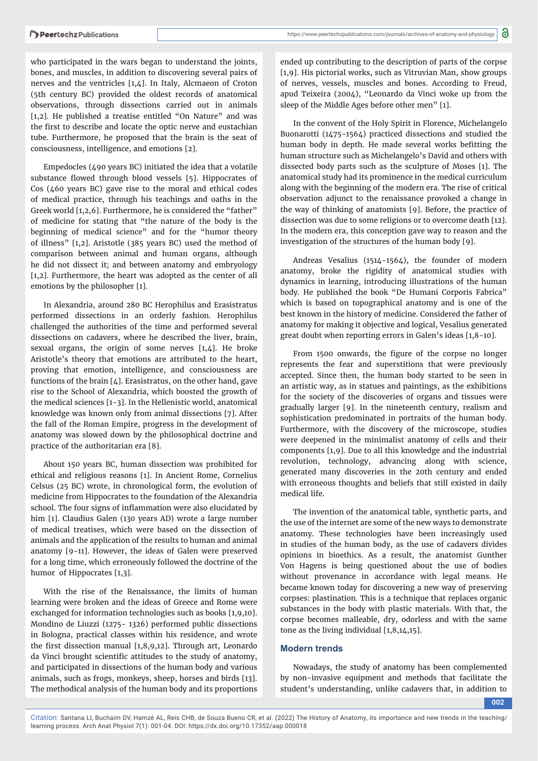who participated in the wars began to understand the joints, bones, and muscles, in addition to discovering several pairs of nerves and the ventricles [1,4]. In Italy, Alcmaeon of Croton (5th century BC) provided the oldest records of anatomical observations, through dissections carried out in animals [1,2]. He published a treatise entitled "On Nature" and was the first to describe and locate the optic nerve and eustachian tube. Furthermore, he proposed that the brain is the seat of consciousness, intelligence, and emotions [2].

Empedocles (490 years BC) initiated the idea that a volatile substance flowed through blood vessels [5]. Hippocrates of Cos (460 years BC) gave rise to the moral and ethical codes of medical practice, through his teachings and oaths in the Greek world [1,2,6]. Furthermore, he is considered the "father" of medicine for stating that "the nature of the body is the beginning of medical science" and for the "humor theory of illness" [1,2]. Aristotle (385 years BC) used the method of comparison between animal and human organs, although he did not dissect it; and between anatomy and embryology [1,2]. Furthermore, the heart was adopted as the center of all emotions by the philosopher [1].

In Alexandria, around 280 BC Herophilus and Erasistratus performed dissections in an orderly fashion. Herophilus challenged the authorities of the time and performed several dissections on cadavers, where he described the liver, brain, sexual organs, the origin of some nerves [1,4]. He broke Aristotle's theory that emotions are attributed to the heart, proving that emotion, intelligence, and consciousness are functions of the brain [4]. Erasistratus, on the other hand, gave rise to the School of Alexandria, which boosted the growth of the medical sciences [1-3]. In the Hellenistic world, anatomical knowledge was known only from animal dissections [7]. After the fall of the Roman Empire, progress in the development of anatomy was slowed down by the philosophical doctrine and practice of the authoritarian era [8].

About 150 years BC, human dissection was prohibited for ethical and religious reasons [1]. In Ancient Rome, Cornelius Celsus (25 BC) wrote, in chronological form, the evolution of medicine from Hippocrates to the foundation of the Alexandria school. The four signs of inflammation were also elucidated by him [1]. Claudius Galen (130 years AD) wrote a large number of medical treatises, which were based on the dissection of animals and the application of the results to human and animal anatomy [9-11]. However, the ideas of Galen were preserved for a long time, which erroneously followed the doctrine of the humor of Hippocrates [1,3].

With the rise of the Renaissance, the limits of human learning were broken and the ideas of Greece and Rome were exchanged for information technologies such as books [1,9,10]. Mondino de Liuzzi (1275- 1326) performed public dissections in Bologna, practical classes within his residence, and wrote the first dissection manual [1,8,9,12]. Through art, Leonardo da Vinci brought scientific attitudes to the study of anatomy, and participated in dissections of the human body and various animals, such as frogs, monkeys, sheep, horses and birds [13]. The methodical analysis of the human body and its proportions ended up contributing to the description of parts of the corpse [1,9]. His pictorial works, such as Vitruvian Man, show groups of nerves, vessels, muscles and bones. According to Freud, apud Teixeira (2004), "Leonardo da Vinci woke up from the sleep of the Middle Ages before other men" [1].

In the convent of the Holy Spirit in Florence, Michelangelo Buonarotti (1475-1564) practiced dissections and studied the human body in depth. He made several works befitting the human structure such as Michelangelo's David and others with dissected body parts such as the sculpture of Moses [1]. The anatomical study had its prominence in the medical curriculum along with the beginning of the modern era. The rise of critical observation adjunct to the renaissance provoked a change in the way of thinking of anatomists [9]. Before, the practice of dissection was due to some religions or to overcome death [12]. In the modern era, this conception gave way to reason and the investigation of the structures of the human body [9].

Andreas Vesalius (1514-1564), the founder of modern anatomy, broke the rigidity of anatomical studies with dynamics in learning, introducing illustrations of the human body. He published the book "De Humani Corporis Fabrica" which is based on topographical anatomy and is one of the best known in the history of medicine. Considered the father of anatomy for making it objective and logical, Vesalius generated great doubt when reporting errors in Galen's ideas [1,8-10].

From 1500 onwards, the figure of the corpse no longer represents the fear and superstitions that were previously accepted. Since then, the human body started to be seen in an artistic way, as in statues and paintings, as the exhibitions for the society of the discoveries of organs and tissues were gradually larger [9]. In the nineteenth century, realism and sophistication predominated in portraits of the human body. Furthermore, with the discovery of the microscope, studies were deepened in the minimalist anatomy of cells and their components [1,9]. Due to all this knowledge and the industrial revolution, technology, advancing along with science, generated many discoveries in the 20th century and ended with erroneous thoughts and beliefs that still existed in daily medical life.

The invention of the anatomical table, synthetic parts, and the use of the internet are some of the new ways to demonstrate anatomy. These technologies have been increasingly used in studies of the human body, as the use of cadavers divides opinions in bioethics. As a result, the anatomist Gunther Von Hagens is being questioned about the use of bodies without provenance in accordance with legal means. He became known today for discovering a new way of preserving corpses: plastination. This is a technique that replaces organic substances in the body with plastic materials. With that, the corpse becomes malleable, dry, odorless and with the same tone as the living individual [1,8,14,15].

## Modern trends

Nowadays, the study of anatomy has been complemented by non-invasive equipment and methods that facilitate the student's understanding, unlike cadavers that, in addition to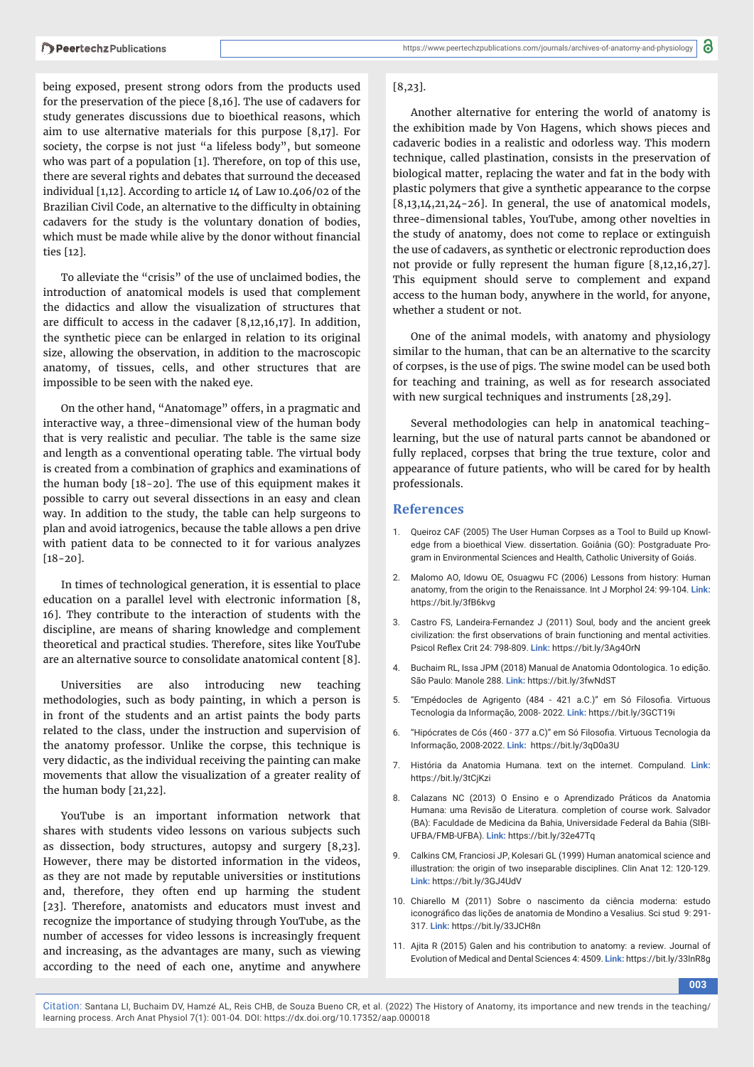being exposed, present strong odors from the products used for the preservation of the piece [8,16]. The use of cadavers for study generates discussions due to bioethical reasons, which aim to use alternative materials for this purpose [8,17]. For society, the corpse is not just "a lifeless body", but someone who was part of a population [1]. Therefore, on top of this use, there are several rights and debates that surround the deceased individual [1,12]. According to article 14 of Law 10.406/02 of the Brazilian Civil Code, an alternative to the difficulty in obtaining cadavers for the study is the voluntary donation of bodies, which must be made while alive by the donor without financial ties [12].

To alleviate the "crisis" of the use of unclaimed bodies, the introduction of anatomical models is used that complement the didactics and allow the visualization of structures that are difficult to access in the cadaver [8,12,16,17]. In addition, the synthetic piece can be enlarged in relation to its original size, allowing the observation, in addition to the macroscopic anatomy, of tissues, cells, and other structures that are impossible to be seen with the naked eye.

On the other hand, "Anatomage" offers, in a pragmatic and interactive way, a three-dimensional view of the human body that is very realistic and peculiar. The table is the same size and length as a conventional operating table. The virtual body is created from a combination of graphics and examinations of the human body [18-20]. The use of this equipment makes it possible to carry out several dissections in an easy and clean way. In addition to the study, the table can help surgeons to plan and avoid iatrogenics, because the table allows a pen drive with patient data to be connected to it for various analyzes [18-20].

In times of technological generation, it is essential to place education on a parallel level with electronic information [8, 16]. They contribute to the interaction of students with the discipline, are means of sharing knowledge and complement theoretical and practical studies. Therefore, sites like YouTube are an alternative source to consolidate anatomical content [8].

Universities are also introducing new teaching methodologies, such as body painting, in which a person is in front of the students and an artist paints the body parts related to the class, under the instruction and supervision of the anatomy professor. Unlike the corpse, this technique is very didactic, as the individual receiving the painting can make movements that allow the visualization of a greater reality of the human body [21,22].

YouTube is an important information network that shares with students video lessons on various subjects such as dissection, body structures, autopsy and surgery [8,23]. However, there may be distorted information in the videos, as they are not made by reputable universities or institutions and, therefore, they often end up harming the student [23]. Therefore, anatomists and educators must invest and recognize the importance of studying through YouTube, as the number of accesses for video lessons is increasingly frequent and increasing, as the advantages are many, such as viewing according to the need of each one, anytime and anywhere [8,23].

Another alternative for entering the world of anatomy is the exhibition made by Von Hagens, which shows pieces and cadaveric bodies in a realistic and odorless way. This modern technique, called plastination, consists in the preservation of biological matter, replacing the water and fat in the body with plastic polymers that give a synthetic appearance to the corpse [8,13,14,21,24-26]. In general, the use of anatomical models, three-dimensional tables, YouTube, among other novelties in the study of anatomy, does not come to replace or extinguish the use of cadavers, as synthetic or electronic reproduction does not provide or fully represent the human figure [8,12,16,27]. This equipment should serve to complement and expand access to the human body, anywhere in the world, for anyone, whether a student or not.

One of the animal models, with anatomy and physiology similar to the human, that can be an alternative to the scarcity of corpses, is the use of pigs. The swine model can be used both for teaching and training, as well as for research associated with new surgical techniques and instruments [28,29].

Several methodologies can help in anatomical teaching-learning, but the use of natural parts cannot be abandoned or fully replaced, corpses that bring the true texture, color and appearance of future patients, who will be cared for by health professionals.

## References

1. Queiroz CAF (2005) The User Human Corpses as a Tool to Build up Knowledge from a bioethical View. dissertation. Goiânia (GO): Postgraduate Program in Environmental Sciences and Health, Catholic University of Goiás.
2. Malomo AO, Idowu OE, Osuagwu FC (2006) Lessons from history: Human anatomy, from the origin to the Renaissance. Int J Morphol 24: 99-104. **Link:** https://bit.ly/3fB6kvg
3. Castro FS, Landeira-Fernandez J (2011) Soul, body and the ancient greek civilization: the first observations of brain functioning and mental activities. Psicol Reflex Crit 24: 798-809. **Link:** https://bit.ly/3Ag4OrN
4. Buchaim RL, Issa JPM (2018) Manual de Anatomia Odontologica. 1o edição. São Paulo: Manole 288. **Link:** https://bit.ly/3fwNdST
5. "Empédocles de Agrigento (484 - 421 a.C.)" em Só Filosofia. Virtuous Tecnologia da Informação, 2008- 2022. **Link:** https://bit.ly/3GCT19i
6. "Hipócrates de Cós (460 - 377 a.C)" em Só Filosofia. Virtuous Tecnologia da Informação, 2008-2022. **Link:** https://bit.ly/3qD0a3U
7. História da Anatomia Humana. text on the internet. Compuland. **Link:** https://bit.ly/3tCjKzi
8. Calazans NC (2013) O Ensino e o Aprendizado Práticos da Anatomia Humana: uma Revisão de Literatura. completion of course work. Salvador (BA): Faculdade de Medicina da Bahia, Universidade Federal da Bahia (SIBI-UFBA/FMB-UFBA). **Link:** https://bit.ly/32e47Tq
9. Calkins CM, Franciosi JP, Kolesari GL (1999) Human anatomical science and illustration: the origin of two inseparable disciplines. Clin Anat 12: 120-129. **Link:** https://bit.ly/3GJ4UdV
10. Chiarello M (2011) Sobre o nascimento da ciência moderna: estudo iconográfico das lições de anatomia de Mondino a Vesalius. Sci stud 9: 291-317. **Link:** https://bit.ly/33JCH8n
11. Ajita R (2015) Galen and his contribution to anatomy: a review. Journal of Evolution of Medical and Dental Sciences 4: 4509. **Link:** https://bit.ly/33lnR8g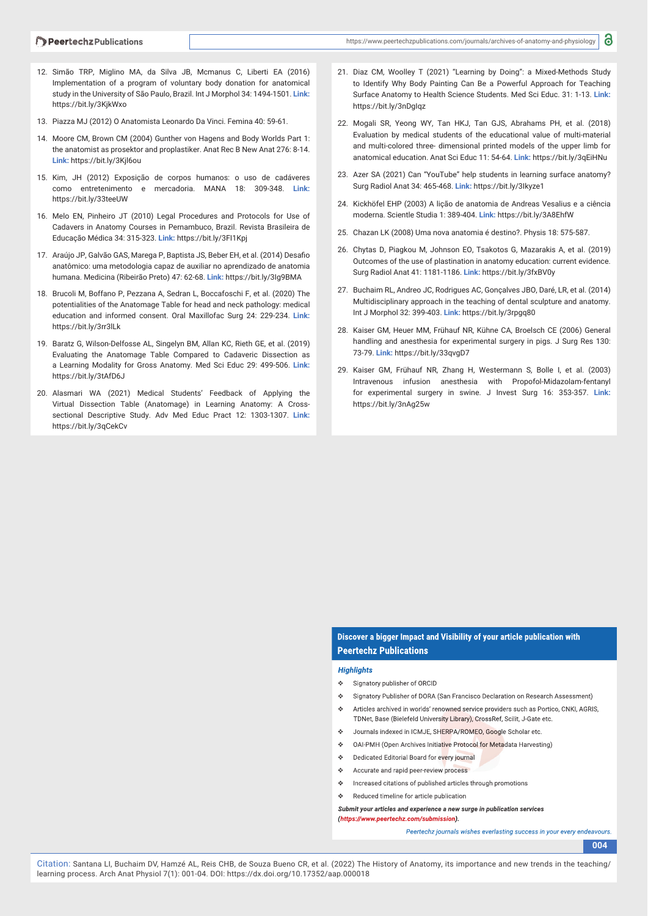12. Simão TRP, Miglino MA, da Silva JB, Mcmanus C, Liberti EA (2016) Implementation of a program of voluntary body donation for anatomical study in the University of São Paulo, Brazil. Int J Morphol 34: 1494-1501. **Link:** https://bit.ly/3KjkWxo

13. Piazza MJ (2012) O Anatomista Leonardo Da Vinci. Femina 40: 59-61.

14. Moore CM, Brown CM (2004) Gunther von Hagens and Body Worlds Part 1: the anatomist as prosektor and proplastiker. Anat Rec B New Anat 276: 8-14. **Link:** https://bit.ly/3Kjl6ou

15. Kim, JH (2012) Exposição de corpos humanos: o uso de cadáveres como entretenimento e mercadoria. MANA 18: 309-348. **Link:** https://bit.ly/33teeUW

16. Melo EN, Pinheiro JT (2010) Legal Procedures and Protocols for Use of Cadavers in Anatomy Courses in Pernambuco, Brazil. Revista Brasileira de Educação Médica 34: 315-323. **Link:** https://bit.ly/3FI1Kpj

17. Araújo JP, Galvão GAS, Marega P, Baptista JS, Beber EH, et al. (2014) Desafio anatômico: uma metodologia capaz de auxiliar no aprendizado de anatomia humana. Medicina (Ribeirão Preto) 47: 62-68. **Link:** https://bit.ly/3Ig9BMA

18. Brucoli M, Boffano P, Pezzana A, Sedran L, Boccafoschi F, et al. (2020) The potentialities of the Anatomage Table for head and neck pathology: medical education and informed consent. Oral Maxillofac Surg 24: 229-234. **Link:** https://bit.ly/3rr3lLk

19. Baratz G, Wilson-Delfosse AL, Singelyn BM, Allan KC, Rieth GE, et al. (2019) Evaluating the Anatomage Table Compared to Cadaveric Dissection as a Learning Modality for Gross Anatomy. Med Sci Educ 29: 499-506. **Link:** https://bit.ly/3tAfD6J

20. Alasmari WA (2021) Medical Students' Feedback of Applying the Virtual Dissection Table (Anatomage) in Learning Anatomy: A Cross-sectional Descriptive Study. Adv Med Educ Pract 12: 1303-1307. **Link:** https://bit.ly/3qCekCv

21. Diaz CM, Woolley T (2021) "Learning by Doing": a Mixed-Methods Study to Identify Why Body Painting Can Be a Powerful Approach for Teaching Surface Anatomy to Health Science Students. Med Sci Educ. 31: 1-13. **Link:** https://bit.ly/3nDglqz

22. Mogali SR, Yeong WY, Tan HKJ, Tan GJS, Abrahams PH, et al. (2018) Evaluation by medical students of the educational value of multi-material and multi-colored three- dimensional printed models of the upper limb for anatomical education. Anat Sci Educ 11: 54-64. **Link:** https://bit.ly/3qEiHNu

23. Azer SA (2021) Can "YouTube" help students in learning surface anatomy? Surg Radiol Anat 34: 465-468. **Link:** https://bit.ly/3Ikyze1

24. Kickhöfel EHP (2003) A lição de anatomia de Andreas Vesalius e a ciência moderna. Scientle Studia 1: 389-404. **Link:** https://bit.ly/3A8EhfW

25. Chazan LK (2008) Uma nova anatomia é destino?. Physis 18: 575-587.

26. Chytas D, Piagkou M, Johnson EO, Tsakotos G, Mazarakis A, et al. (2019) Outcomes of the use of plastination in anatomy education: current evidence. Surg Radiol Anat 41: 1181-1186. **Link:** https://bit.ly/3fxBV0y

27. Buchaim RL, Andreo JC, Rodrigues AC, Gonçalves JBO, Daré, LR, et al. (2014) Multidisciplinary approach in the teaching of dental sculpture and anatomy. Int J Morphol 32: 399-403. **Link:** https://bit.ly/3rpgq80

28. Kaiser GM, Heuer MM, Frühauf NR, Kühne CA, Broelsch CE (2006) General handling and anesthesia for experimental surgery in pigs. J Surg Res 130: 73-79. **Link:** https://bit.ly/33qvgD7

29. Kaiser GM, Frühauf NR, Zhang H, Westermann S, Bolle I, et al. (2003) Intravenous infusion anesthesia with Propofol-Midazolam-fentanyl for experimental surgery in swine. J Invest Surg 16: 353-357. **Link:** https://bit.ly/3nAg25w

**Discover a bigger Impact and Visibility of your article publication with Peertechz Publications**

***Highlights***

- Signatory publisher of ORCID
- Signatory Publisher of DORA (San Francisco Declaration on Research Assessment)
- Articles archived in worlds' renowned service providers such as Portico, CNKI, AGRIS, TDNet, Base (Bielefeld University Library), CrossRef, Scilit, J-Gate etc.
- Journals indexed in ICMJE, SHERPA/ROMEO, Google Scholar etc.
- OAI-PMH (Open Archives Initiative Protocol for Metadata Harvesting)
- Dedicated Editorial Board for every journal
- Accurate and rapid peer-review process
- Increased citations of published articles through promotions
- Reduced timeline for article publication

***Submit your articles and experience a new surge in publication services (https://www.peertechz.com/submission).***

*Peertechz journals wishes everlasting success in your every endeavours.*

Citation: Santana LI, Buchaim DV, Hamzé AL, Reis CHB, de Souza Bueno CR, et al. (2022) The History of Anatomy, its importance and new trends in the teaching/learning process. Arch Anat Physiol 7(1): 001-04. DOI: https://dx.doi.org/10.17352/aap.000018